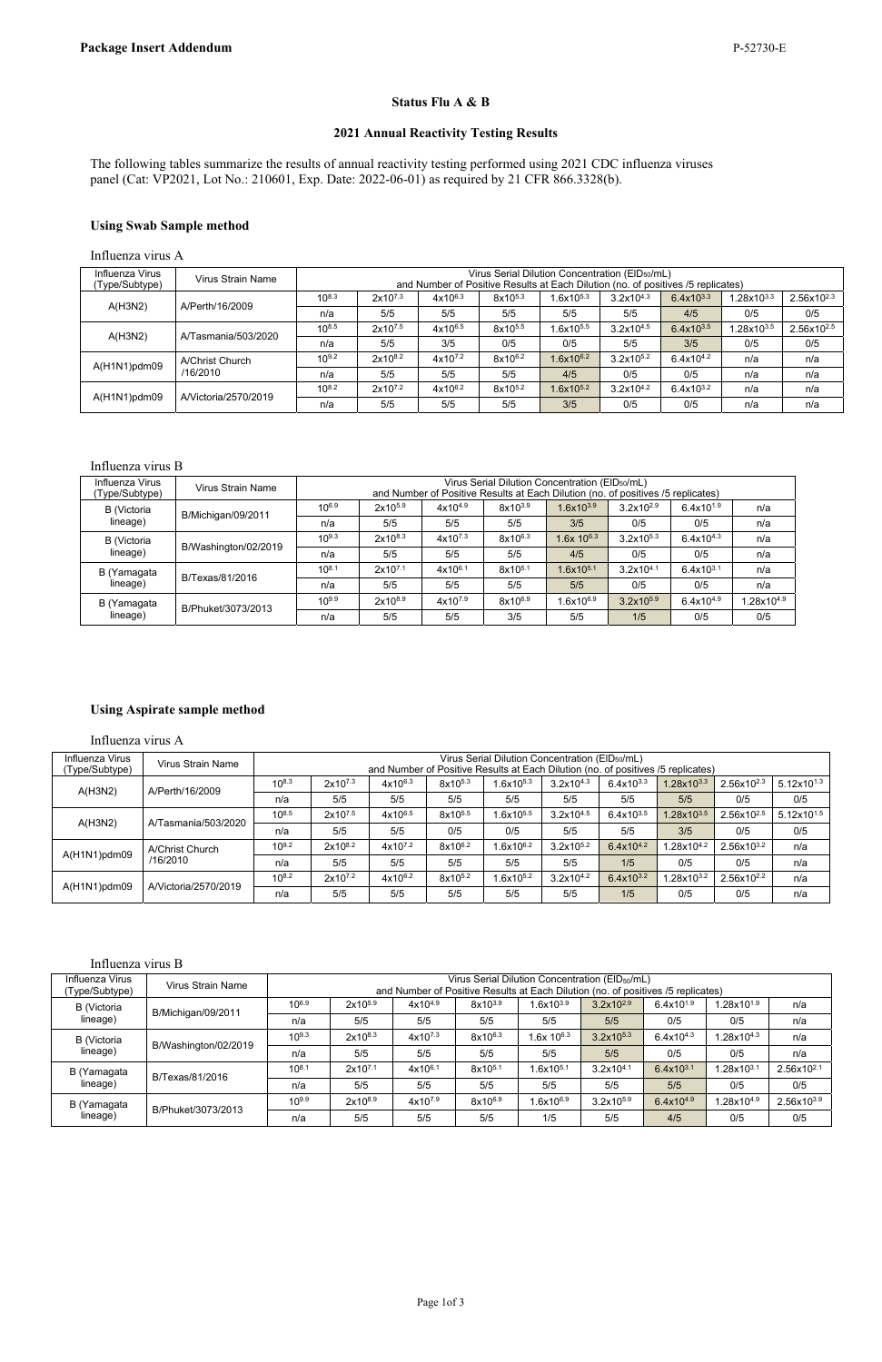**Package Insert Addendum** P-52730-E

## Status Flu A & B

## 2021 Annual Reactivity Testing Results

The following tables summarize the results of annual reactivity testing performed using 2021 CDC influenza viruses panel (Cat: VP2021, Lot No.: 210601, Exp. Date: 2022-06-01) as required by 21 CFR 866.3328(b).

### Using Swab Sample method

Influenza virus A

| Influenza Virus (Type/Subtype) | Virus Strain Name | Virus Serial Dilution Concentration ($EID_{50}$/mL) and Number of Positive Results at Each Dilution (no. of positives /5 replicates) | | | | | | | | |
|---|---|---|---|---|---|---|---|---|---|---|
| A(H3N2) | A/Perth/16/2009 | $10^{8.3}$ | $2x10^{7.3}$ | $4x10^{6.3}$ | $8x10^{5.3}$ | $1.6x10^{5.3}$ | $3.2x10^{4.3}$ | $6.4x10^{3.3}$ | $1.28x10^{3.3}$ | $2.56x10^{2.3}$ |
| | | n/a | 5/5 | 5/5 | 5/5 | 5/5 | 5/5 | 4/5 | 0/5 | 0/5 |
| A(H3N2) | A/Tasmania/503/2020 | $10^{8.5}$ | $2x10^{7.5}$ | $4x10^{6.5}$ | $8x10^{5.5}$ | $1.6x10^{5.5}$ | $3.2x10^{4.5}$ | $6.4x10^{3.5}$ | $1.28x10^{3.5}$ | $2.56x10^{2.5}$ |
| | | n/a | 5/5 | 3/5 | 0/5 | 0/5 | 5/5 | 3/5 | 0/5 | 0/5 |
| A(H1N1)pdm09 | A/Christ Church /16/2010 | $10^{9.2}$ | $2x10^{8.2}$ | $4x10^{7.2}$ | $8x10^{6.2}$ | $1.6x10^{6.2}$ | $3.2x10^{5.2}$ | $6.4x10^{4.2}$ | n/a | n/a |
| | | n/a | 5/5 | 5/5 | 5/5 | 4/5 | 0/5 | 0/5 | n/a | n/a |
| A(H1N1)pdm09 | A/Victoria/2570/2019 | $10^{8.2}$ | $2x10^{7.2}$ | $4x10^{6.2}$ | $8x10^{5.2}$ | $1.6x10^{5.2}$ | $3.2x10^{4.2}$ | $6.4x10^{3.2}$ | n/a | n/a |
| | | n/a | 5/5 | 5/5 | 5/5 | 3/5 | 0/5 | 0/5 | n/a | n/a |

Influenza virus B

| Influenza Virus (Type/Subtype) | Virus Strain Name | Virus Serial Dilution Concentration ($EID_{50}$/mL) and Number of Positive Results at Each Dilution (no. of positives /5 replicates) | | | | | | | |
|---|---|---|---|---|---|---|---|---|---|
| B (Victoria lineage) | B/Michigan/09/2011 | $10^{6.9}$ | $2x10^{5.9}$ | $4x10^{4.9}$ | $8x10^{3.9}$ | $1.6x10^{3.9}$ | $3.2x10^{2.9}$ | $6.4x10^{1.9}$ | n/a |
| | | n/a | 5/5 | 5/5 | 5/5 | 3/5 | 0/5 | 0/5 | n/a |
| B (Victoria lineage) | B/Washington/02/2019 | $10^{9.3}$ | $2x10^{8.3}$ | $4x10^{7.3}$ | $8x10^{6.3}$ | $1.6x10^{6.3}$ | $3.2x10^{5.3}$ | $6.4x10^{4.3}$ | n/a |
| | | n/a | 5/5 | 5/5 | 5/5 | 4/5 | 0/5 | 0/5 | n/a |
| B (Yamagata lineage) | B/Texas/81/2016 | $10^{8.1}$ | $2x10^{7.1}$ | $4x10^{6.1}$ | $8x10^{5.1}$ | $1.6x10^{5.1}$ | $3.2x10^{4.1}$ | $6.4x10^{3.1}$ | n/a |
| | | n/a | 5/5 | 5/5 | 5/5 | 5/5 | 0/5 | 0/5 | n/a |
| B (Yamagata lineage) | B/Phuket/3073/2013 | $10^{9.9}$ | $2x10^{8.9}$ | $4x10^{7.9}$ | $8x10^{6.9}$ | $1.6x10^{6.9}$ | $3.2x10^{5.9}$ | $6.4x10^{4.9}$ | $1.28x10^{4.9}$ |
| | | n/a | 5/5 | 5/5 | 3/5 | 5/5 | 1/5 | 0/5 | 0/5 |

### Using Aspirate sample method

Influenza virus A

| Influenza Virus (Type/Subtype) | Virus Strain Name | Virus Serial Dilution Concentration ($EID_{50}$/mL) and Number of Positive Results at Each Dilution (no. of positives /5 replicates) | | | | | | | | | |
|---|---|---|---|---|---|---|---|---|---|---|---|
| A(H3N2) | A/Perth/16/2009 | $10^{8.3}$ | $2x10^{7.3}$ | $4x10^{6.3}$ | $8x10^{5.3}$ | $1.6x10^{5.3}$ | $3.2x10^{4.3}$ | $6.4x10^{3.3}$ | $1.28x10^{3.3}$ | $2.56x10^{2.3}$ | $5.12x10^{1.3}$ |
| | | n/a | 5/5 | 5/5 | 5/5 | 5/5 | 5/5 | 5/5 | 5/5 | 0/5 | 0/5 |
| A(H3N2) | A/Tasmania/503/2020 | $10^{8.5}$ | $2x10^{7.5}$ | $4x10^{6.5}$ | $8x10^{5.5}$ | $1.6x10^{5.5}$ | $3.2x10^{4.5}$ | $6.4x10^{3.5}$ | $1.28x10^{3.5}$ | $2.56x10^{2.5}$ | $5.12x10^{1.5}$ |
| | | n/a | 5/5 | 5/5 | 0/5 | 0/5 | 5/5 | 5/5 | 3/5 | 0/5 | 0/5 |
| A(H1N1)pdm09 | A/Christ Church /16/2010 | $10^{9.2}$ | $2x10^{8.2}$ | $4x10^{7.2}$ | $8x10^{6.2}$ | $1.6x10^{6.2}$ | $3.2x10^{5.2}$ | $6.4x10^{4.2}$ | $1.28x10^{4.2}$ | $2.56x10^{3.2}$ | n/a |
| | | n/a | 5/5 | 5/5 | 5/5 | 5/5 | 5/5 | 1/5 | 0/5 | 0/5 | n/a |
| A(H1N1)pdm09 | A/Victoria/2570/2019 | $10^{8.2}$ | $2x10^{7.2}$ | $4x10^{6.2}$ | $8x10^{5.2}$ | $1.6x10^{5.2}$ | $3.2x10^{4.2}$ | $6.4x10^{3.2}$ | $1.28x10^{3.2}$ | $2.56x10^{2.2}$ | n/a |
| | | n/a | 5/5 | 5/5 | 5/5 | 5/5 | 5/5 | 1/5 | 0/5 | 0/5 | n/a |

Influenza virus B

| Influenza Virus (Type/Subtype) | Virus Strain Name | Virus Serial Dilution Concentration ($EID_{50}$/mL) and Number of Positive Results at Each Dilution (no. of positives /5 replicates) | | | | | | | | |
|---|---|---|---|---|---|---|---|---|---|---|
| B (Victoria lineage) | B/Michigan/09/2011 | $10^{6.9}$ | $2x10^{5.9}$ | $4x10^{4.9}$ | $8x10^{3.9}$ | $1.6x10^{3.9}$ | $3.2x10^{2.9}$ | $6.4x10^{1.9}$ | $1.28x10^{1.9}$ | n/a |
| | | n/a | 5/5 | 5/5 | 5/5 | 5/5 | 5/5 | 0/5 | 0/5 | n/a |
| B (Victoria lineage) | B/Washington/02/2019 | $10^{9.3}$ | $2x10^{8.3}$ | $4x10^{7.3}$ | $8x10^{6.3}$ | $1.6x10^{6.3}$ | $3.2x10^{5.3}$ | $6.4x10^{4.3}$ | $1.28x10^{4.3}$ | n/a |
| | | n/a | 5/5 | 5/5 | 5/5 | 5/5 | 5/5 | 0/5 | 0/5 | n/a |
| B (Yamagata lineage) | B/Texas/81/2016 | $10^{8.1}$ | $2x10^{7.1}$ | $4x10^{6.1}$ | $8x10^{5.1}$ | $1.6x10^{5.1}$ | $3.2x10^{4.1}$ | $6.4x10^{3.1}$ | $1.28x10^{3.1}$ | $2.56x10^{2.1}$ |
| | | n/a | 5/5 | 5/5 | 5/5 | 5/5 | 5/5 | 5/5 | 0/5 | 0/5 |
| B (Yamagata lineage) | B/Phuket/3073/2013 | $10^{9.9}$ | $2x10^{8.9}$ | $4x10^{7.9}$ | $8x10^{6.9}$ | $1.6x10^{6.9}$ | $3.2x10^{5.9}$ | $6.4x10^{4.9}$ | $1.28x10^{4.9}$ | $2.56x10^{3.9}$ |
| | | n/a | 5/5 | 5/5 | 5/5 | 1/5 | 5/5 | 4/5 | 0/5 | 0/5 |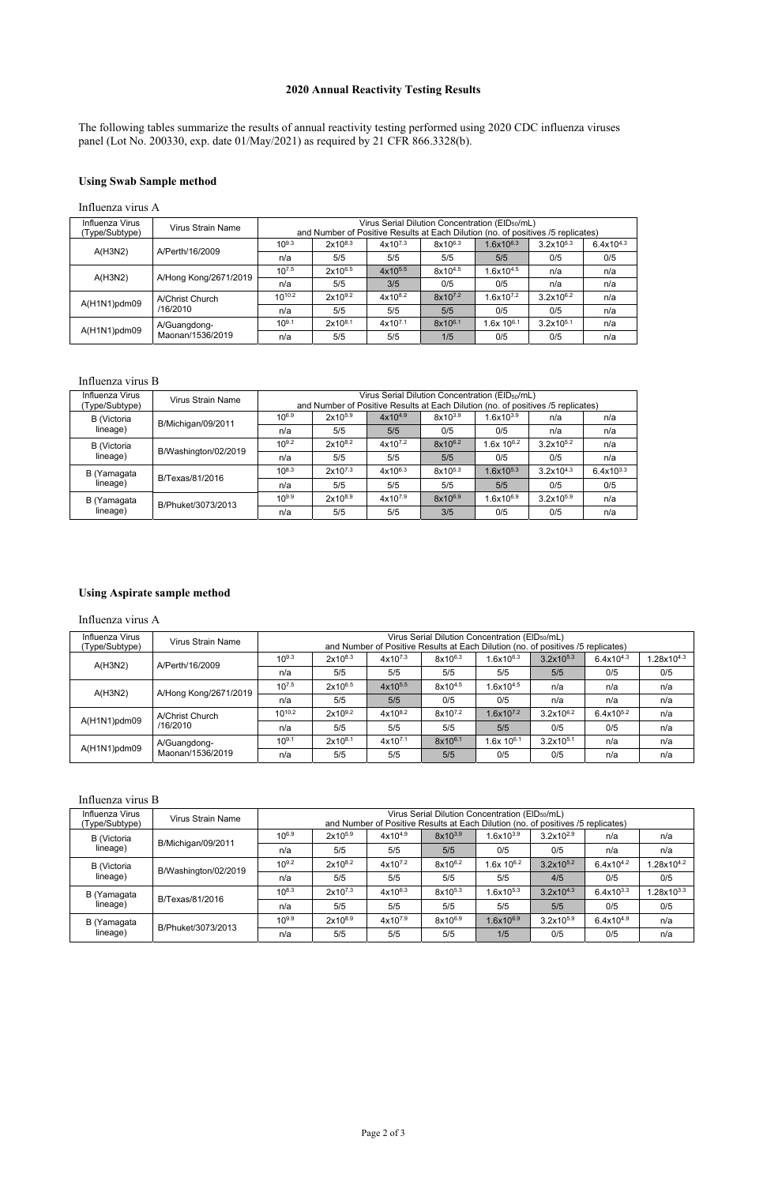### 2020 Annual Reactivity Testing Results

The following tables summarize the results of annual reactivity testing performed using 2020 CDC influenza viruses panel (Lot No. 200330, exp. date 01/May/2021) as required by 21 CFR 866.3328(b).

#### Using Swab Sample method

Influenza virus A

| Influenza Virus (Type/Subtype) | Virus Strain Name | Virus Serial Dilution Concentration ($EID_{50}$/mL) and Number of Positive Results at Each Dilution (no. of positives /5 replicates) | | | | | | |
|---|---|---|---|---|---|---|---|---|
| A(H3N2) | A/Perth/16/2009 | $10^{9.3}$ | $2x10^{8.3}$ | $4x10^{7.3}$ | $8x10^{6.3}$ | $1.6x10^{6.3}$ | $3.2x10^{5.3}$ | $6.4x10^{4.3}$ |
| | | n/a | 5/5 | 5/5 | 5/5 | 5/5 | 0/5 | 0/5 |
| A(H3N2) | A/Hong Kong/2671/2019 | $10^{7.5}$ | $2x10^{6.5}$ | $4x10^{5.5}$ | $8x10^{4.5}$ | $1.6x10^{4.5}$ | n/a | n/a |
| | | n/a | 5/5 | 3/5 | 0/5 | 0/5 | n/a | n/a |
| A(H1N1)pdm09 | A/Christ Church /16/2010 | $10^{10.2}$ | $2x10^{9.2}$ | $4x10^{8.2}$ | $8x10^{7.2}$ | $1.6x10^{7.2}$ | $3.2x10^{6.2}$ | n/a |
| | | n/a | 5/5 | 5/5 | 5/5 | 0/5 | 0/5 | n/a |
| A(H1N1)pdm09 | A/Guangdong-Maonan/1536/2019 | $10^{9.1}$ | $2x10^{8.1}$ | $4x10^{7.1}$ | $8x10^{6.1}$ | $1.6x 10^{6.1}$ | $3.2x10^{5.1}$ | n/a |
| | | n/a | 5/5 | 5/5 | 1/5 | 0/5 | 0/5 | n/a |

Influenza virus B

| Influenza Virus (Type/Subtype) | Virus Strain Name | Virus Serial Dilution Concentration ($EID_{50}$/mL) and Number of Positive Results at Each Dilution (no. of positives /5 replicates) | | | | | | |
|---|---|---|---|---|---|---|---|---|
| B (Victoria lineage) | B/Michigan/09/2011 | $10^{6.9}$ | $2x10^{5.9}$ | $4x10^{4.9}$ | $8x10^{3.9}$ | $1.6x10^{3.9}$ | n/a | n/a |
| | | n/a | 5/5 | 5/5 | 0/5 | 0/5 | n/a | n/a |
| B (Victoria lineage) | B/Washington/02/2019 | $10^{9.2}$ | $2x10^{8.2}$ | $4x10^{7.2}$ | $8x10^{6.2}$ | $1.6x 10^{6.2}$ | $3.2x10^{5.2}$ | n/a |
| | | n/a | 5/5 | 5/5 | 5/5 | 0/5 | 0/5 | n/a |
| B (Yamagata lineage) | B/Texas/81/2016 | $10^{8.3}$ | $2x10^{7.3}$ | $4x10^{6.3}$ | $8x10^{5.3}$ | $1.6x10^{5.3}$ | $3.2x10^{4.3}$ | $6.4x10^{3.3}$ |
| | | n/a | 5/5 | 5/5 | 5/5 | 5/5 | 0/5 | 0/5 |
| B (Yamagata lineage) | B/Phuket/3073/2013 | $10^{9.9}$ | $2x10^{8.9}$ | $4x10^{7.9}$ | $8x10^{6.9}$ | $1.6x10^{6.9}$ | $3.2x10^{5.9}$ | n/a |
| | | n/a | 5/5 | 5/5 | 3/5 | 0/5 | 0/5 | n/a |

#### Using Aspirate sample method

Influenza virus A

| Influenza Virus (Type/Subtype) | Virus Strain Name | Virus Serial Dilution Concentration ($EID_{50}$/mL) and Number of Positive Results at Each Dilution (no. of positives /5 replicates) | | | | | | | |
|---|---|---|---|---|---|---|---|---|---|
| A(H3N2) | A/Perth/16/2009 | $10^{9.3}$ | $2x10^{8.3}$ | $4x10^{7.3}$ | $8x10^{6.3}$ | $1.6x10^{6.3}$ | $3.2x10^{5.3}$ | $6.4x10^{4.3}$ | $1.28x10^{4.3}$ |
| | | n/a | 5/5 | 5/5 | 5/5 | 5/5 | 5/5 | 0/5 | 0/5 |
| A(H3N2) | A/Hong Kong/2671/2019 | $10^{7.5}$ | $2x10^{6.5}$ | $4x10^{5.5}$ | $8x10^{4.5}$ | $1.6x10^{4.5}$ | n/a | n/a | n/a |
| | | n/a | 5/5 | 5/5 | 0/5 | 0/5 | n/a | n/a | n/a |
| A(H1N1)pdm09 | A/Christ Church /16/2010 | $10^{10.2}$ | $2x10^{9.2}$ | $4x10^{8.2}$ | $8x10^{7.2}$ | $1.6x10^{7.2}$ | $3.2x10^{6.2}$ | $6.4x10^{5.2}$ | n/a |
| | | n/a | 5/5 | 5/5 | 5/5 | 5/5 | 0/5 | 0/5 | n/a |
| A(H1N1)pdm09 | A/Guangdong-Maonan/1536/2019 | $10^{9.1}$ | $2x10^{8.1}$ | $4x10^{7.1}$ | $8x10^{6.1}$ | $1.6x 10^{6.1}$ | $3.2x10^{5.1}$ | n/a | n/a |
| | | n/a | 5/5 | 5/5 | 5/5 | 0/5 | 0/5 | n/a | n/a |

Influenza virus B

| Influenza Virus (Type/Subtype) | Virus Strain Name | Virus Serial Dilution Concentration ($EID_{50}$/mL) and Number of Positive Results at Each Dilution (no. of positives /5 replicates) | | | | | | | |
|---|---|---|---|---|---|---|---|---|---|
| B (Victoria lineage) | B/Michigan/09/2011 | $10^{6.9}$ | $2x10^{5.9}$ | $4x10^{4.9}$ | $8x10^{3.9}$ | $1.6x10^{3.9}$ | $3.2x10^{2.9}$ | n/a | n/a |
| | | n/a | 5/5 | 5/5 | 5/5 | 0/5 | 0/5 | n/a | n/a |
| B (Victoria lineage) | B/Washington/02/2019 | $10^{9.2}$ | $2x10^{8.2}$ | $4x10^{7.2}$ | $8x10^{6.2}$ | $1.6x 10^{6.2}$ | $3.2x10^{5.2}$ | $6.4x10^{4.2}$ | $1.28x10^{4.2}$ |
| | | n/a | 5/5 | 5/5 | 5/5 | 5/5 | 4/5 | 0/5 | 0/5 |
| B (Yamagata lineage) | B/Texas/81/2016 | $10^{8.3}$ | $2x10^{7.3}$ | $4x10^{6.3}$ | $8x10^{5.3}$ | $1.6x10^{5.3}$ | $3.2x10^{4.3}$ | $6.4x10^{3.3}$ | $1.28x10^{3.3}$ |
| | | n/a | 5/5 | 5/5 | 5/5 | 5/5 | 5/5 | 0/5 | 0/5 |
| B (Yamagata lineage) | B/Phuket/3073/2013 | $10^{9.9}$ | $2x10^{8.9}$ | $4x10^{7.9}$ | $8x10^{6.9}$ | $1.6x10^{6.9}$ | $3.2x10^{5.9}$ | $6.4x10^{4.9}$ | n/a |
| | | n/a | 5/5 | 5/5 | 5/5 | 1/5 | 0/5 | 0/5 | n/a |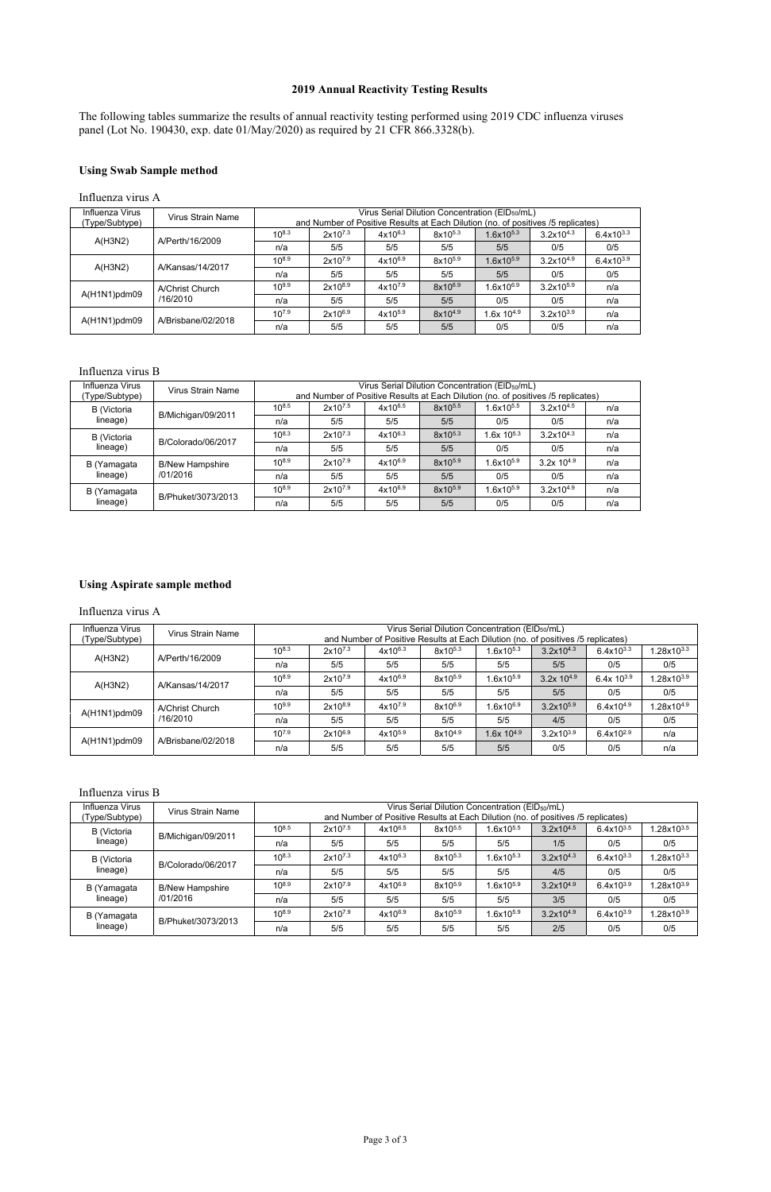## 2019 Annual Reactivity Testing Results

The following tables summarize the results of annual reactivity testing performed using 2019 CDC influenza viruses panel (Lot No. 190430, exp. date 01/May/2020) as required by 21 CFR 866.3328(b).

### Using Swab Sample method

Influenza virus A

| Influenza Virus (Type/Subtype) | Virus Strain Name | Virus Serial Dilution Concentration ($EID_{50}$/mL) and Number of Positive Results at Each Dilution (no. of positives /5 replicates) | | | | | | |
|---|---|---|---|---|---|---|---|---|
| A(H3N2) | A/Perth/16/2009 | $10^{8.3}$ | $2x10^{7.3}$ | $4x10^{6.3}$ | $8x10^{5.3}$ | $1.6x10^{5.3}$ | $3.2x10^{4.3}$ | $6.4x10^{3.3}$ |
| | | n/a | 5/5 | 5/5 | 5/5 | 5/5 | 0/5 | 0/5 |
| A(H3N2) | A/Kansas/14/2017 | $10^{8.9}$ | $2x10^{7.9}$ | $4x10^{6.9}$ | $8x10^{5.9}$ | $1.6x10^{5.9}$ | $3.2x10^{4.9}$ | $6.4x10^{3.9}$ |
| | | n/a | 5/5 | 5/5 | 5/5 | 5/5 | 0/5 | 0/5 |
| A(H1N1)pdm09 | A/Christ Church /16/2010 | $10^{9.9}$ | $2x10^{8.9}$ | $4x10^{7.9}$ | $8x10^{6.9}$ | $1.6x10^{6.9}$ | $3.2x10^{5.9}$ | n/a |
| | | n/a | 5/5 | 5/5 | 5/5 | 0/5 | 0/5 | n/a |
| A(H1N1)pdm09 | A/Brisbane/02/2018 | $10^{7.9}$ | $2x10^{6.9}$ | $4x10^{5.9}$ | $8x10^{4.9}$ | $1.6x 10^{4.9}$ | $3.2x10^{3.9}$ | n/a |
| | | n/a | 5/5 | 5/5 | 5/5 | 0/5 | 0/5 | n/a |

Influenza virus B

| Influenza Virus (Type/Subtype) | Virus Strain Name | Virus Serial Dilution Concentration ($EID_{50}$/mL) and Number of Positive Results at Each Dilution (no. of positives /5 replicates) | | | | | | |
|---|---|---|---|---|---|---|---|---|
| B (Victoria lineage) | B/Michigan/09/2011 | $10^{8.5}$ | $2x10^{7.5}$ | $4x10^{6.5}$ | $8x10^{5.5}$ | $1.6x10^{5.5}$ | $3.2x10^{4.5}$ | n/a |
| | | n/a | 5/5 | 5/5 | 5/5 | 0/5 | 0/5 | n/a |
| B (Victoria lineage) | B/Colorado/06/2017 | $10^{8.3}$ | $2x10^{7.3}$ | $4x10^{6.3}$ | $8x10^{5.3}$ | $1.6x 10^{5.3}$ | $3.2x10^{4.3}$ | n/a |
| | | n/a | 5/5 | 5/5 | 5/5 | 0/5 | 0/5 | n/a |
| B (Yamagata lineage) | B/New Hampshire /01/2016 | $10^{8.9}$ | $2x10^{7.9}$ | $4x10^{6.9}$ | $8x10^{5.9}$ | $1.6x10^{5.9}$ | $3.2x 10^{4.9}$ | n/a |
| | | n/a | 5/5 | 5/5 | 5/5 | 0/5 | 0/5 | n/a |
| B (Yamagata lineage) | B/Phuket/3073/2013 | $10^{8.9}$ | $2x10^{7.9}$ | $4x10^{6.9}$ | $8x10^{5.9}$ | $1.6x10^{5.9}$ | $3.2x10^{4.9}$ | n/a |
| | | n/a | 5/5 | 5/5 | 5/5 | 0/5 | 0/5 | n/a |

### Using Aspirate sample method

Influenza virus A

| Influenza Virus (Type/Subtype) | Virus Strain Name | Virus Serial Dilution Concentration ($EID_{50}$/mL) and Number of Positive Results at Each Dilution (no. of positives /5 replicates) | | | | | | | |
|---|---|---|---|---|---|---|---|---|---|
| A(H3N2) | A/Perth/16/2009 | $10^{8.3}$ | $2x10^{7.3}$ | $4x10^{6.3}$ | $8x10^{5.3}$ | $1.6x10^{5.3}$ | $3.2x10^{4.3}$ | $6.4x10^{3.3}$ | $1.28x10^{3.3}$ |
| | | n/a | 5/5 | 5/5 | 5/5 | 5/5 | 5/5 | 0/5 | 0/5 |
| A(H3N2) | A/Kansas/14/2017 | $10^{8.9}$ | $2x10^{7.9}$ | $4x10^{6.9}$ | $8x10^{5.9}$ | $1.6x10^{5.9}$ | $3.2x 10^{4.9}$ | $6.4x 10^{3.9}$ | $1.28x10^{3.9}$ |
| | | n/a | 5/5 | 5/5 | 5/5 | 5/5 | 5/5 | 0/5 | 0/5 |
| A(H1N1)pdm09 | A/Christ Church /16/2010 | $10^{9.9}$ | $2x10^{8.9}$ | $4x10^{7.9}$ | $8x10^{6.9}$ | $1.6x10^{6.9}$ | $3.2x10^{5.9}$ | $6.4x10^{4.9}$ | $1.28x10^{4.9}$ |
| | | n/a | 5/5 | 5/5 | 5/5 | 5/5 | 4/5 | 0/5 | 0/5 |
| A(H1N1)pdm09 | A/Brisbane/02/2018 | $10^{7.9}$ | $2x10^{6.9}$ | $4x10^{5.9}$ | $8x10^{4.9}$ | $1.6x 10^{4.9}$ | $3.2x10^{3.9}$ | $6.4x10^{2.9}$ | n/a |
| | | n/a | 5/5 | 5/5 | 5/5 | 5/5 | 0/5 | 0/5 | n/a |

Influenza virus B

| Influenza Virus (Type/Subtype) | Virus Strain Name | Virus Serial Dilution Concentration ($EID_{50}$/mL) and Number of Positive Results at Each Dilution (no. of positives /5 replicates) | | | | | | | |
|---|---|---|---|---|---|---|---|---|---|
| B (Victoria lineage) | B/Michigan/09/2011 | $10^{8.5}$ | $2x10^{7.5}$ | $4x10^{6.5}$ | $8x10^{5.5}$ | $1.6x10^{5.5}$ | $3.2x10^{4.5}$ | $6.4x10^{3.5}$ | $1.28x10^{3.5}$ |
| | | n/a | 5/5 | 5/5 | 5/5 | 5/5 | 1/5 | 0/5 | 0/5 |
| B (Victoria lineage) | B/Colorado/06/2017 | $10^{8.3}$ | $2x10^{7.3}$ | $4x10^{6.3}$ | $8x10^{5.3}$ | $1.6x10^{5.3}$ | $3.2x10^{4.3}$ | $6.4x10^{3.3}$ | $1.28x10^{3.3}$ |
| | | n/a | 5/5 | 5/5 | 5/5 | 5/5 | 4/5 | 0/5 | 0/5 |
| B (Yamagata lineage) | B/New Hampshire /01/2016 | $10^{8.9}$ | $2x10^{7.9}$ | $4x10^{6.9}$ | $8x10^{5.9}$ | $1.6x10^{5.9}$ | $3.2x10^{4.9}$ | $6.4x10^{3.9}$ | $1.28x10^{3.9}$ |
| | | n/a | 5/5 | 5/5 | 5/5 | 5/5 | 3/5 | 0/5 | 0/5 |
| B (Yamagata lineage) | B/Phuket/3073/2013 | $10^{8.9}$ | $2x10^{7.9}$ | $4x10^{6.9}$ | $8x10^{5.9}$ | $1.6x10^{5.9}$ | $3.2x10^{4.9}$ | $6.4x10^{3.9}$ | $1.28x10^{3.9}$ |
| | | n/a | 5/5 | 5/5 | 5/5 | 5/5 | 2/5 | 0/5 | 0/5 |